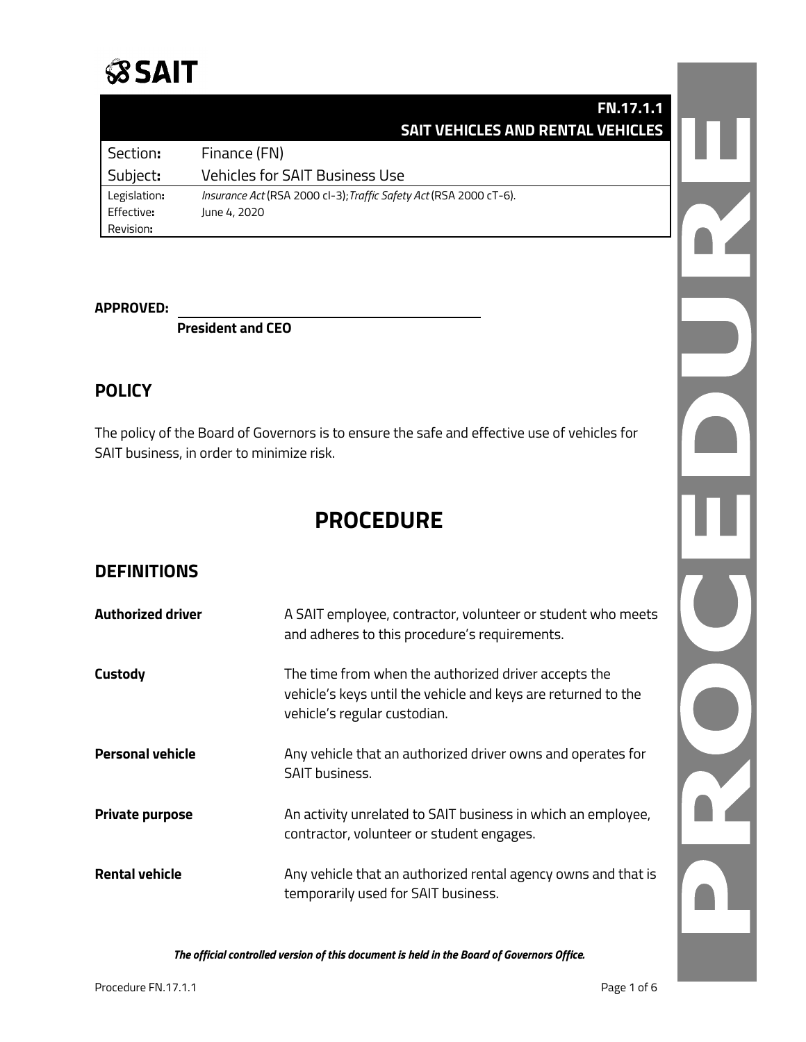SAIT

**FN.17.1.1**
**SAIT VEHICLES AND RENTAL VEHICLES**

| | |
|---|---|
| Section: | Finance (FN) |
| Subject: | Vehicles for SAIT Business Use |
| Legislation: | *Insurance Act* (RSA 2000 cI-3); *Traffic Safety Act* (RSA 2000 cT-6). |
| Effective: | June 4, 2020 |
| Revision: | |

**APPROVED:** ______________________________
**President and CEO**

## POLICY

The policy of the Board of Governors is to ensure the safe and effective use of vehicles for SAIT business, in order to minimize risk.

# PROCEDURE

## DEFINITIONS

| | |
|---|---|
| **Authorized driver** | A SAIT employee, contractor, volunteer or student who meets and adheres to this procedure's requirements. |
| **Custody** | The time from when the authorized driver accepts the vehicle's keys until the vehicle and keys are returned to the vehicle's regular custodian. |
| **Personal vehicle** | Any vehicle that an authorized driver owns and operates for SAIT business. |
| **Private purpose** | An activity unrelated to SAIT business in which an employee, contractor, volunteer or student engages. |
| **Rental vehicle** | Any vehicle that an authorized rental agency owns and that is temporarily used for SAIT business. |

***The official controlled version of this document is held in the Board of Governors Office.***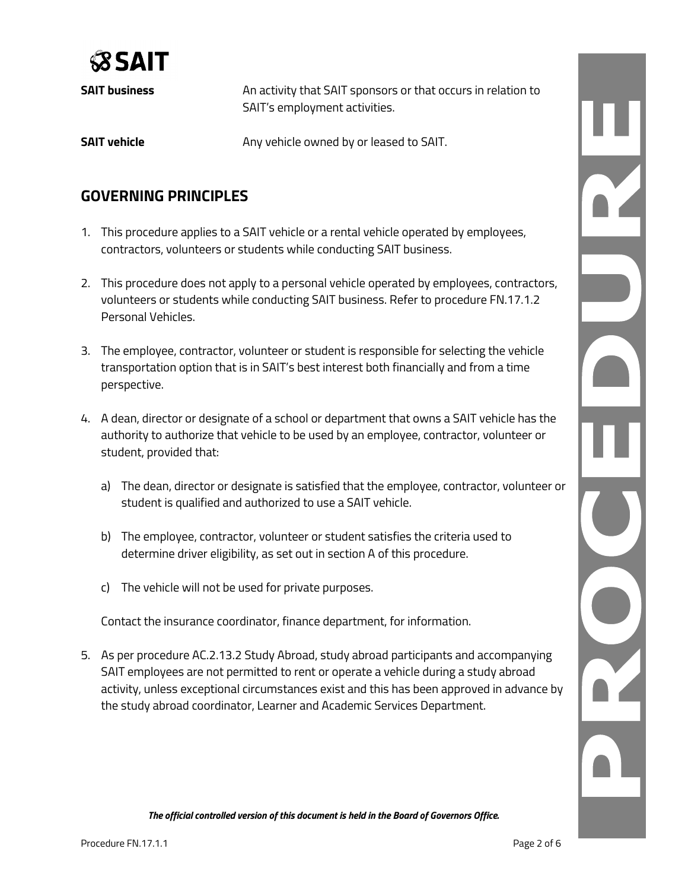**SAIT business** An activity that SAIT sponsors or that occurs in relation to SAIT's employment activities.

**SAIT vehicle** Any vehicle owned by or leased to SAIT.

## GOVERNING PRINCIPLES

1. This procedure applies to a SAIT vehicle or a rental vehicle operated by employees, contractors, volunteers or students while conducting SAIT business.

2. This procedure does not apply to a personal vehicle operated by employees, contractors, volunteers or students while conducting SAIT business. Refer to procedure FN.17.1.2 Personal Vehicles.

3. The employee, contractor, volunteer or student is responsible for selecting the vehicle transportation option that is in SAIT's best interest both financially and from a time perspective.

4. A dean, director or designate of a school or department that owns a SAIT vehicle has the authority to authorize that vehicle to be used by an employee, contractor, volunteer or student, provided that:

   a) The dean, director or designate is satisfied that the employee, contractor, volunteer or student is qualified and authorized to use a SAIT vehicle.

   b) The employee, contractor, volunteer or student satisfies the criteria used to determine driver eligibility, as set out in section A of this procedure.

   c) The vehicle will not be used for private purposes.

   Contact the insurance coordinator, finance department, for information.

5. As per procedure AC.2.13.2 Study Abroad, study abroad participants and accompanying SAIT employees are not permitted to rent or operate a vehicle during a study abroad activity, unless exceptional circumstances exist and this has been approved in advance by the study abroad coordinator, Learner and Academic Services Department.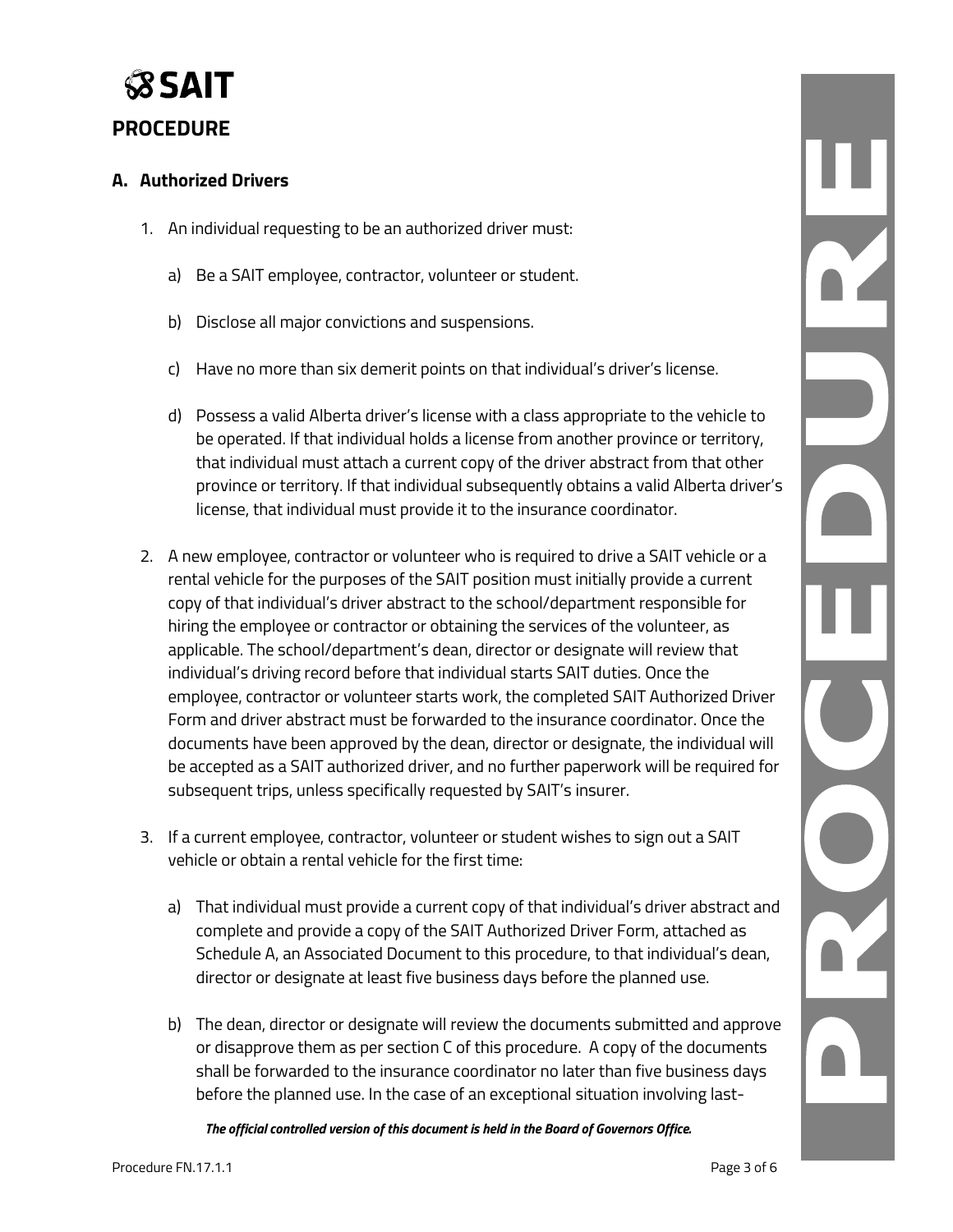## PROCEDURE

### A. Authorized Drivers

1. An individual requesting to be an authorized driver must:

   a) Be a SAIT employee, contractor, volunteer or student.

   b) Disclose all major convictions and suspensions.

   c) Have no more than six demerit points on that individual's driver's license.

   d) Possess a valid Alberta driver's license with a class appropriate to the vehicle to be operated. If that individual holds a license from another province or territory, that individual must attach a current copy of the driver abstract from that other province or territory. If that individual subsequently obtains a valid Alberta driver's license, that individual must provide it to the insurance coordinator.

2. A new employee, contractor or volunteer who is required to drive a SAIT vehicle or a rental vehicle for the purposes of the SAIT position must initially provide a current copy of that individual's driver abstract to the school/department responsible for hiring the employee or contractor or obtaining the services of the volunteer, as applicable. The school/department's dean, director or designate will review that individual's driving record before that individual starts SAIT duties. Once the employee, contractor or volunteer starts work, the completed SAIT Authorized Driver Form and driver abstract must be forwarded to the insurance coordinator. Once the documents have been approved by the dean, director or designate, the individual will be accepted as a SAIT authorized driver, and no further paperwork will be required for subsequent trips, unless specifically requested by SAIT's insurer.

3. If a current employee, contractor, volunteer or student wishes to sign out a SAIT vehicle or obtain a rental vehicle for the first time:

   a) That individual must provide a current copy of that individual's driver abstract and complete and provide a copy of the SAIT Authorized Driver Form, attached as Schedule A, an Associated Document to this procedure, to that individual's dean, director or designate at least five business days before the planned use.

   b) The dean, director or designate will review the documents submitted and approve or disapprove them as per section C of this procedure. A copy of the documents shall be forwarded to the insurance coordinator no later than five business days before the planned use. In the case of an exceptional situation involving last-

*The official controlled version of this document is held in the Board of Governors Office.*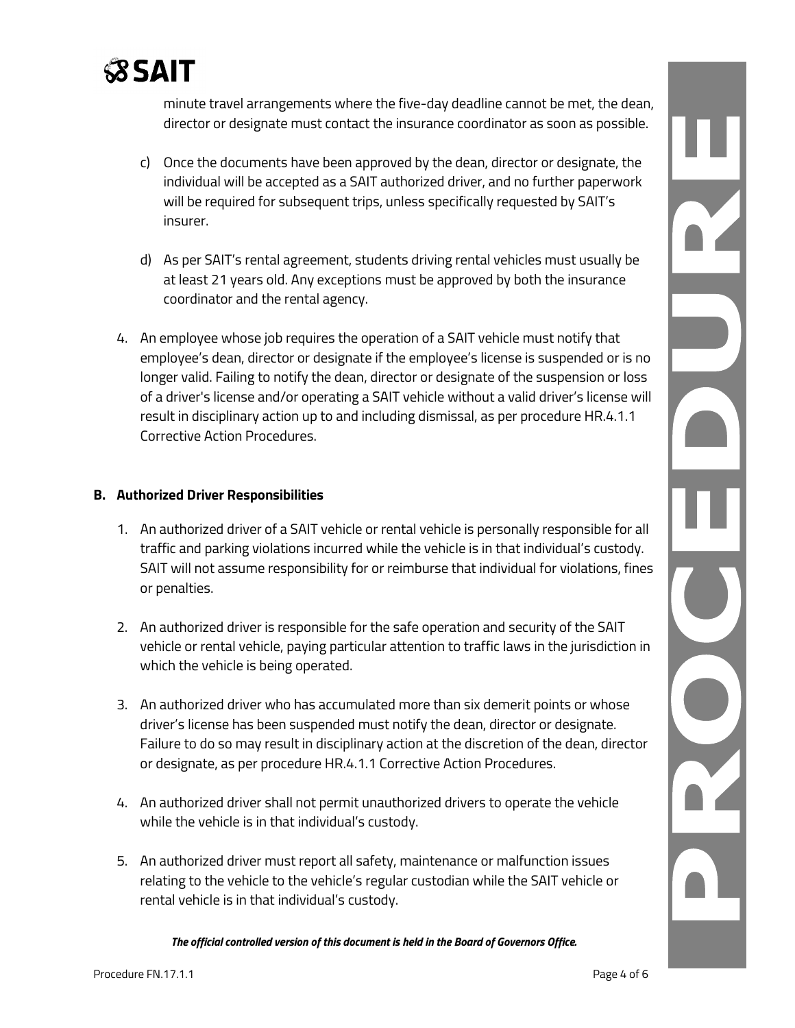minute travel arrangements where the five-day deadline cannot be met, the dean, director or designate must contact the insurance coordinator as soon as possible.

c) Once the documents have been approved by the dean, director or designate, the individual will be accepted as a SAIT authorized driver, and no further paperwork will be required for subsequent trips, unless specifically requested by SAIT's insurer.

d) As per SAIT's rental agreement, students driving rental vehicles must usually be at least 21 years old. Any exceptions must be approved by both the insurance coordinator and the rental agency.

4. An employee whose job requires the operation of a SAIT vehicle must notify that employee's dean, director or designate if the employee's license is suspended or is no longer valid. Failing to notify the dean, director or designate of the suspension or loss of a driver's license and/or operating a SAIT vehicle without a valid driver's license will result in disciplinary action up to and including dismissal, as per procedure HR.4.1.1 Corrective Action Procedures.

**B. Authorized Driver Responsibilities**

1. An authorized driver of a SAIT vehicle or rental vehicle is personally responsible for all traffic and parking violations incurred while the vehicle is in that individual's custody. SAIT will not assume responsibility for or reimburse that individual for violations, fines or penalties.

2. An authorized driver is responsible for the safe operation and security of the SAIT vehicle or rental vehicle, paying particular attention to traffic laws in the jurisdiction in which the vehicle is being operated.

3. An authorized driver who has accumulated more than six demerit points or whose driver's license has been suspended must notify the dean, director or designate. Failure to do so may result in disciplinary action at the discretion of the dean, director or designate, as per procedure HR.4.1.1 Corrective Action Procedures.

4. An authorized driver shall not permit unauthorized drivers to operate the vehicle while the vehicle is in that individual's custody.

5. An authorized driver must report all safety, maintenance or malfunction issues relating to the vehicle to the vehicle's regular custodian while the SAIT vehicle or rental vehicle is in that individual's custody.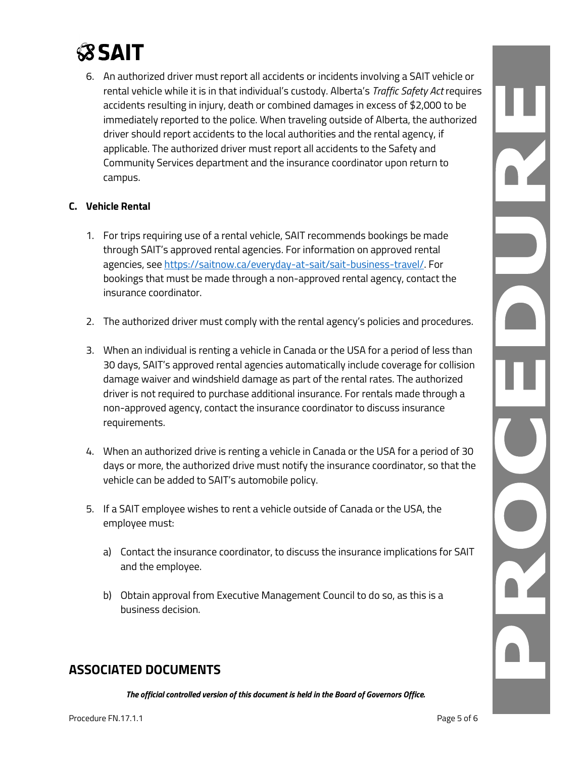6. An authorized driver must report all accidents or incidents involving a SAIT vehicle or rental vehicle while it is in that individual's custody. Alberta's *Traffic Safety Act* requires accidents resulting in injury, death or combined damages in excess of $2,000 to be immediately reported to the police. When traveling outside of Alberta, the authorized driver should report accidents to the local authorities and the rental agency, if applicable. The authorized driver must report all accidents to the Safety and Community Services department and the insurance coordinator upon return to campus.

### C. Vehicle Rental

1. For trips requiring use of a rental vehicle, SAIT recommends bookings be made through SAIT's approved rental agencies. For information on approved rental agencies, see [https://saitnow.ca/everyday-at-sait/sait-business-travel/](https://saitnow.ca/everyday-at-sait/sait-business-travel/). For bookings that must be made through a non-approved rental agency, contact the insurance coordinator.

2. The authorized driver must comply with the rental agency's policies and procedures.

3. When an individual is renting a vehicle in Canada or the USA for a period of less than 30 days, SAIT's approved rental agencies automatically include coverage for collision damage waiver and windshield damage as part of the rental rates. The authorized driver is not required to purchase additional insurance. For rentals made through a non-approved agency, contact the insurance coordinator to discuss insurance requirements.

4. When an authorized drive is renting a vehicle in Canada or the USA for a period of 30 days or more, the authorized drive must notify the insurance coordinator, so that the vehicle can be added to SAIT's automobile policy.

5. If a SAIT employee wishes to rent a vehicle outside of Canada or the USA, the employee must:

   a) Contact the insurance coordinator, to discuss the insurance implications for SAIT and the employee.

   b) Obtain approval from Executive Management Council to do so, as this is a business decision.

## ASSOCIATED DOCUMENTS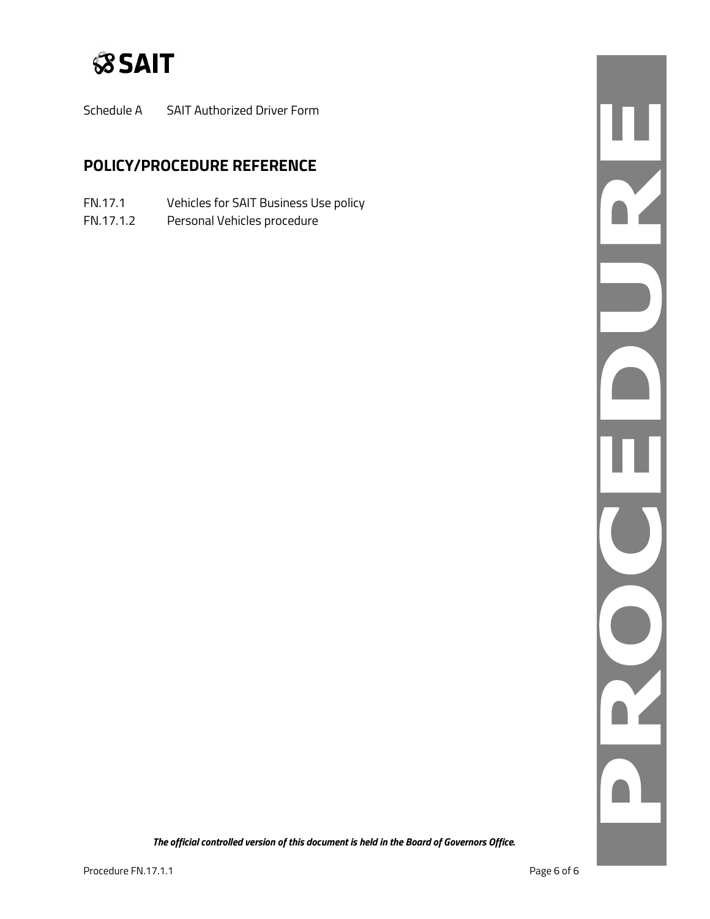Schedule A SAIT Authorized Driver Form

## POLICY/PROCEDURE REFERENCE

FN.17.1 Vehicles for SAIT Business Use policy
FN.17.1.2 Personal Vehicles procedure

***The official controlled version of this document is held in the Board of Governors Office.***